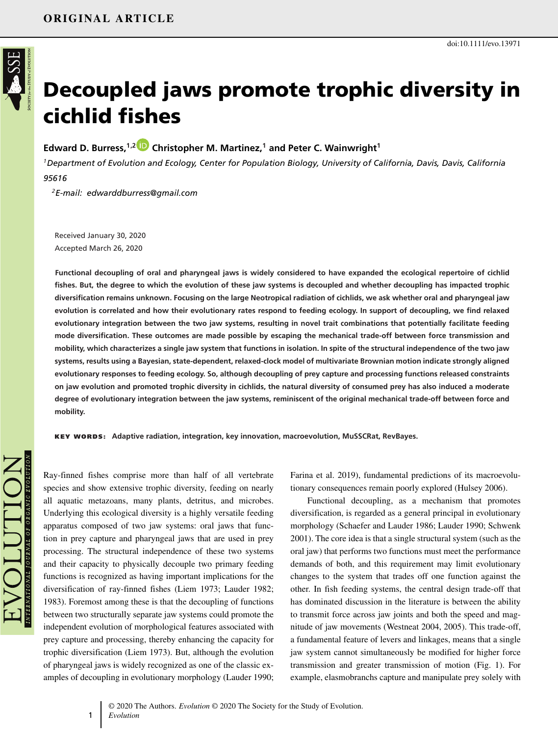ORIGINAL ARTICLE

doi:10.1111/evo.13971

# Decoupled jaws promote trophic diversity in cichlid fishes

**Edward D. Burress,[1,2] Christopher M. Martinez,[1] and Peter C. Wainwright[1]**

[1]*Department of Evolution and Ecology, Center for Population Biology, University of California, Davis, Davis, California 95616*

[2]*E-mail: edwarddburress@gmail.com*

Received January 30, 2020
Accepted March 26, 2020

**Functional decoupling of oral and pharyngeal jaws is widely considered to have expanded the ecological repertoire of cichlid fishes. But, the degree to which the evolution of these jaw systems is decoupled and whether decoupling has impacted trophic diversification remains unknown. Focusing on the large Neotropical radiation of cichlids, we ask whether oral and pharyngeal jaw evolution is correlated and how their evolutionary rates respond to feeding ecology. In support of decoupling, we find relaxed evolutionary integration between the two jaw systems, resulting in novel trait combinations that potentially facilitate feeding mode diversification. These outcomes are made possible by escaping the mechanical trade-off between force transmission and mobility, which characterizes a single jaw system that functions in isolation. In spite of the structural independence of the two jaw systems, results using a Bayesian, state-dependent, relaxed-clock model of multivariate Brownian motion indicate strongly aligned evolutionary responses to feeding ecology. So, although decoupling of prey capture and processing functions released constraints on jaw evolution and promoted trophic diversity in cichlids, the natural diversity of consumed prey has also induced a moderate degree of evolutionary integration between the jaw systems, reminiscent of the original mechanical trade-off between force and mobility.**

**KEY WORDS:** Adaptive radiation, integration, key innovation, macroevolution, MuSSCRat, RevBayes.

Ray-finned fishes comprise more than half of all vertebrate species and show extensive trophic diversity, feeding on nearly all aquatic metazoans, many plants, detritus, and microbes. Underlying this ecological diversity is a highly versatile feeding apparatus composed of two jaw systems: oral jaws that function in prey capture and pharyngeal jaws that are used in prey processing. The structural independence of these two systems and their capacity to physically decouple two primary feeding functions is recognized as having important implications for the diversification of ray-finned fishes (Liem 1973; Lauder 1982; 1983). Foremost among these is that the decoupling of functions between two structurally separate jaw systems could promote the independent evolution of morphological features associated with prey capture and processing, thereby enhancing the capacity for trophic diversification (Liem 1973). But, although the evolution of pharyngeal jaws is widely recognized as one of the classic examples of decoupling in evolutionary morphology (Lauder 1990; Farina et al. 2019), fundamental predictions of its macroevolutionary consequences remain poorly explored (Hulsey 2006).

Functional decoupling, as a mechanism that promotes diversification, is regarded as a general principal in evolutionary morphology (Schaefer and Lauder 1986; Lauder 1990; Schwenk 2001). The core idea is that a single structural system (such as the oral jaw) that performs two functions must meet the performance demands of both, and this requirement may limit evolutionary changes to the system that trades off one function against the other. In fish feeding systems, the central design trade-off that has dominated discussion in the literature is between the ability to transmit force across jaw joints and both the speed and magnitude of jaw movements (Westneat 2004, 2005). This trade-off, a fundamental feature of levers and linkages, means that a single jaw system cannot simultaneously be modified for higher force transmission and greater transmission of motion (Fig. 1). For example, elasmobranchs capture and manipulate prey solely with

© 2020 The Authors. *Evolution* © 2020 The Society for the Study of Evolution.
*Evolution*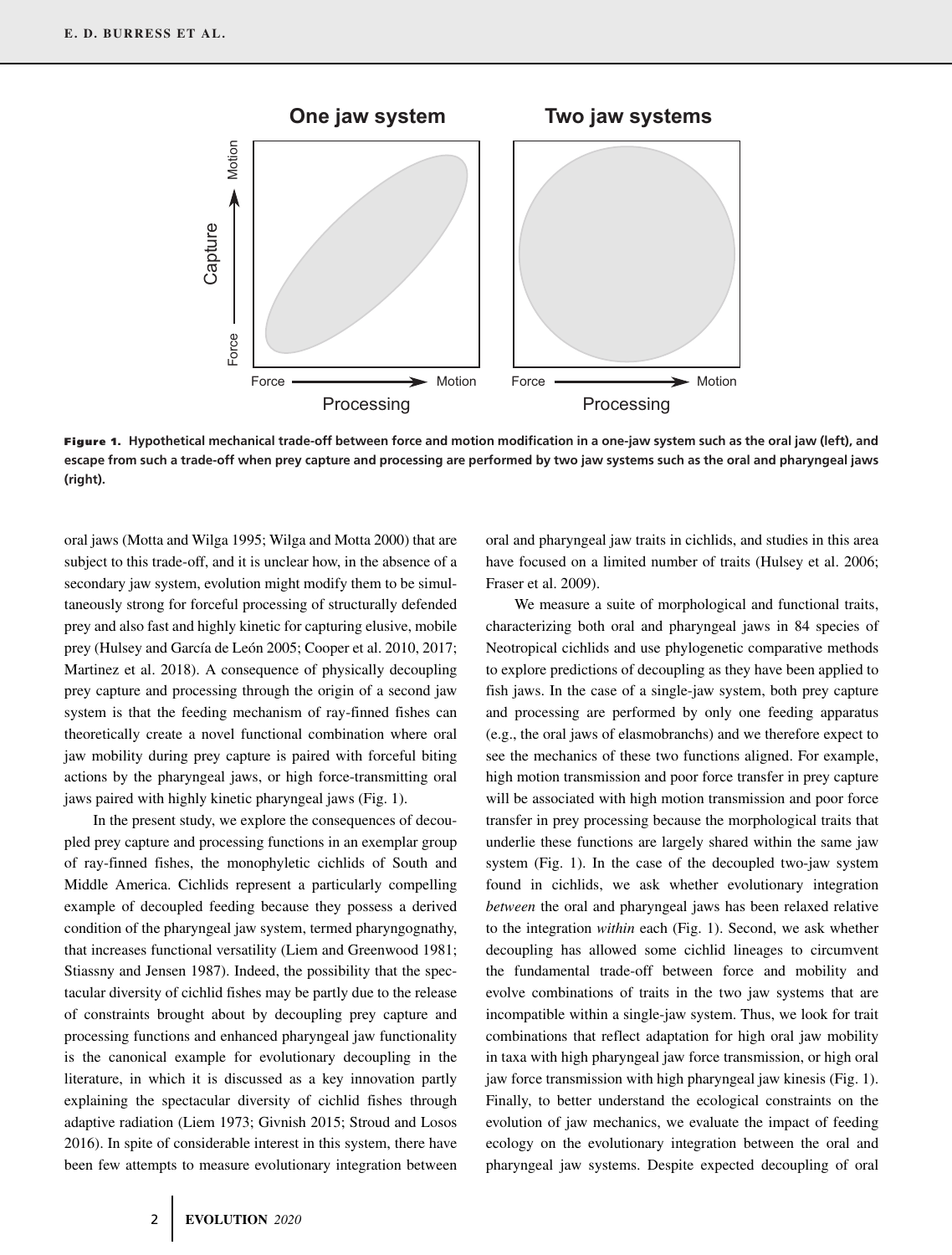**Figure 1.** Hypothetical mechanical trade-off between force and motion modification in a one-jaw system such as the oral jaw (left), and escape from such a trade-off when prey capture and processing are performed by two jaw systems such as the oral and pharyngeal jaws (right).

oral jaws (Motta and Wilga 1995; Wilga and Motta 2000) that are subject to this trade-off, and it is unclear how, in the absence of a secondary jaw system, evolution might modify them to be simultaneously strong for forceful processing of structurally defended prey and also fast and highly kinetic for capturing elusive, mobile prey (Hulsey and García de León 2005; Cooper et al. 2010, 2017; Martinez et al. 2018). A consequence of physically decoupling prey capture and processing through the origin of a second jaw system is that the feeding mechanism of ray-finned fishes can theoretically create a novel functional combination where oral jaw mobility during prey capture is paired with forceful biting actions by the pharyngeal jaws, or high force-transmitting oral jaws paired with highly kinetic pharyngeal jaws (Fig. 1).

In the present study, we explore the consequences of decoupled prey capture and processing functions in an exemplar group of ray-finned fishes, the monophyletic cichlids of South and Middle America. Cichlids represent a particularly compelling example of decoupled feeding because they possess a derived condition of the pharyngeal jaw system, termed pharyngognathy, that increases functional versatility (Liem and Greenwood 1981; Stiassny and Jensen 1987). Indeed, the possibility that the spectacular diversity of cichlid fishes may be partly due to the release of constraints brought about by decoupling prey capture and processing functions and enhanced pharyngeal jaw functionality is the canonical example for evolutionary decoupling in the literature, in which it is discussed as a key innovation partly explaining the spectacular diversity of cichlid fishes through adaptive radiation (Liem 1973; Givnish 2015; Stroud and Losos 2016). In spite of considerable interest in this system, there have been few attempts to measure evolutionary integration between oral and pharyngeal jaw traits in cichlids, and studies in this area have focused on a limited number of traits (Hulsey et al. 2006; Fraser et al. 2009).

We measure a suite of morphological and functional traits, characterizing both oral and pharyngeal jaws in 84 species of Neotropical cichlids and use phylogenetic comparative methods to explore predictions of decoupling as they have been applied to fish jaws. In the case of a single-jaw system, both prey capture and processing are performed by only one feeding apparatus (e.g., the oral jaws of elasmobranchs) and we therefore expect to see the mechanics of these two functions aligned. For example, high motion transmission and poor force transfer in prey capture will be associated with high motion transmission and poor force transfer in prey processing because the morphological traits that underlie these functions are largely shared within the same jaw system (Fig. 1). In the case of the decoupled two-jaw system found in cichlids, we ask whether evolutionary integration *between* the oral and pharyngeal jaws has been relaxed relative to the integration *within* each (Fig. 1). Second, we ask whether decoupling has allowed some cichlid lineages to circumvent the fundamental trade-off between force and mobility and evolve combinations of traits in the two jaw systems that are incompatible within a single-jaw system. Thus, we look for trait combinations that reflect adaptation for high oral jaw mobility in taxa with high pharyngeal jaw force transmission, or high oral jaw force transmission with high pharyngeal jaw kinesis (Fig. 1). Finally, to better understand the ecological constraints on the evolution of jaw mechanics, we evaluate the impact of feeding ecology on the evolutionary integration between the oral and pharyngeal jaw systems. Despite expected decoupling of oral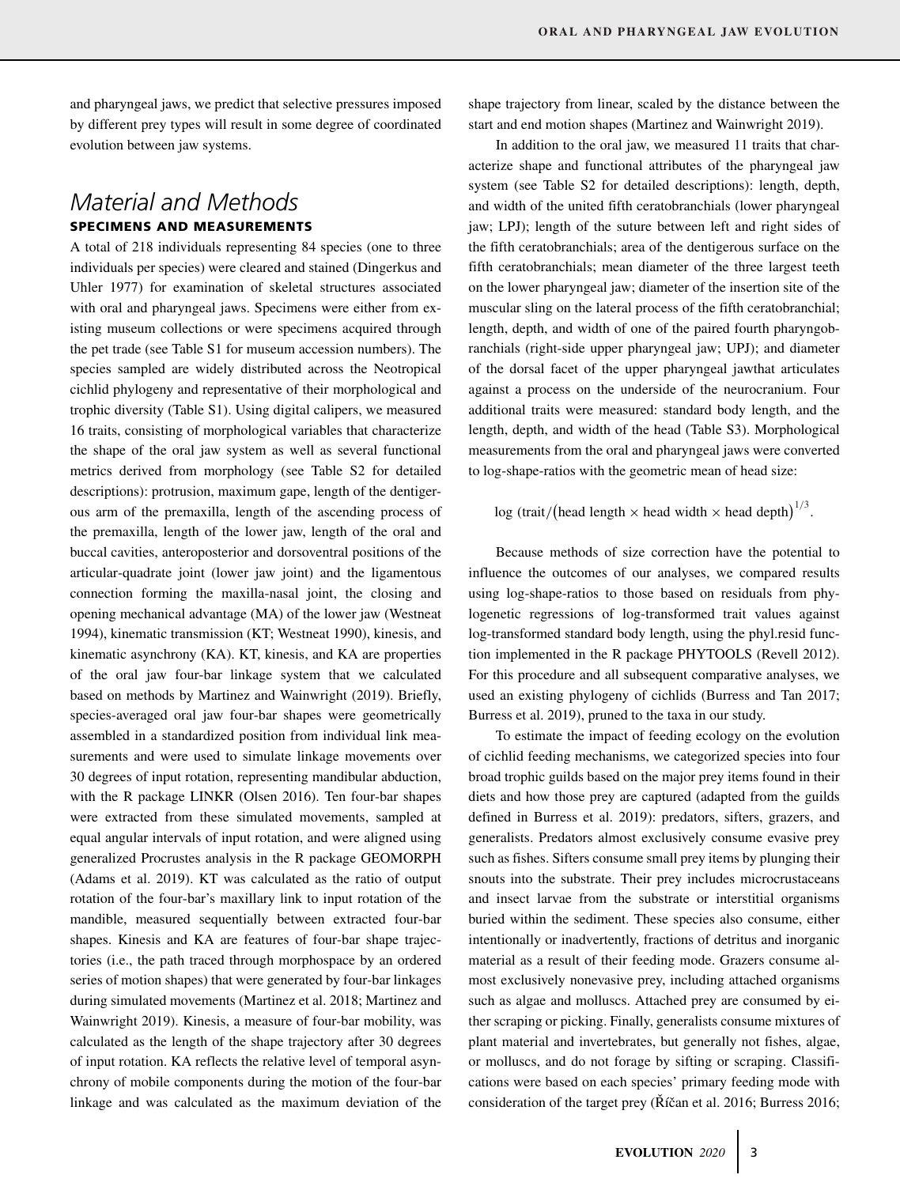and pharyngeal jaws, we predict that selective pressures imposed by different prey types will result in some degree of coordinated evolution between jaw systems.

# Material and Methods

## SPECIMENS AND MEASUREMENTS

A total of 218 individuals representing 84 species (one to three individuals per species) were cleared and stained (Dingerkus and Uhler 1977) for examination of skeletal structures associated with oral and pharyngeal jaws. Specimens were either from existing museum collections or were specimens acquired through the pet trade (see Table S1 for museum accession numbers). The species sampled are widely distributed across the Neotropical cichlid phylogeny and representative of their morphological and trophic diversity (Table S1). Using digital calipers, we measured 16 traits, consisting of morphological variables that characterize the shape of the oral jaw system as well as several functional metrics derived from morphology (see Table S2 for detailed descriptions): protrusion, maximum gape, length of the dentigerous arm of the premaxilla, length of the ascending process of the premaxilla, length of the lower jaw, length of the oral and buccal cavities, anteroposterior and dorsoventral positions of the articular-quadrate joint (lower jaw joint) and the ligamentous connection forming the maxilla-nasal joint, the closing and opening mechanical advantage (MA) of the lower jaw (Westneat 1994), kinematic transmission (KT; Westneat 1990), kinesis, and kinematic asynchrony (KA). KT, kinesis, and KA are properties of the oral jaw four-bar linkage system that we calculated based on methods by Martinez and Wainwright (2019). Briefly, species-averaged oral jaw four-bar shapes were geometrically assembled in a standardized position from individual link measurements and were used to simulate linkage movements over 30 degrees of input rotation, representing mandibular abduction, with the R package LINKR (Olsen 2016). Ten four-bar shapes were extracted from these simulated movements, sampled at equal angular intervals of input rotation, and were aligned using generalized Procrustes analysis in the R package GEOMORPH (Adams et al. 2019). KT was calculated as the ratio of output rotation of the four-bar's maxillary link to input rotation of the mandible, measured sequentially between extracted four-bar shapes. Kinesis and KA are features of four-bar shape trajectories (i.e., the path traced through morphospace by an ordered series of motion shapes) that were generated by four-bar linkages during simulated movements (Martinez et al. 2018; Martinez and Wainwright 2019). Kinesis, a measure of four-bar mobility, was calculated as the length of the shape trajectory after 30 degrees of input rotation. KA reflects the relative level of temporal asynchrony of mobile components during the motion of the four-bar linkage and was calculated as the maximum deviation of the shape trajectory from linear, scaled by the distance between the start and end motion shapes (Martinez and Wainwright 2019).

In addition to the oral jaw, we measured 11 traits that characterize shape and functional attributes of the pharyngeal jaw system (see Table S2 for detailed descriptions): length, depth, and width of the united fifth ceratobranchials (lower pharyngeal jaw; LPJ); length of the suture between left and right sides of the fifth ceratobranchials; area of the dentigerous surface on the fifth ceratobranchials; mean diameter of the three largest teeth on the lower pharyngeal jaw; diameter of the insertion site of the muscular sling on the lateral process of the fifth ceratobranchial; length, depth, and width of one of the paired fourth pharyngobranchials (right-side upper pharyngeal jaw; UPJ); and diameter of the dorsal facet of the upper pharyngeal jawthat articulates against a process on the underside of the neurocranium. Four additional traits were measured: standard body length, and the length, depth, and width of the head (Table S3). Morphological measurements from the oral and pharyngeal jaws were converted to log-shape-ratios with the geometric mean of head size:

$$\log\left(\text{trait}/\left(\text{head length} \times \text{head width} \times \text{head depth}\right)^{1/3}\right.$$

Because methods of size correction have the potential to influence the outcomes of our analyses, we compared results using log-shape-ratios to those based on residuals from phylogenetic regressions of log-transformed trait values against log-transformed standard body length, using the phyl.resid function implemented in the R package PHYTOOLS (Revell 2012). For this procedure and all subsequent comparative analyses, we used an existing phylogeny of cichlids (Burress and Tan 2017; Burress et al. 2019), pruned to the taxa in our study.

To estimate the impact of feeding ecology on the evolution of cichlid feeding mechanisms, we categorized species into four broad trophic guilds based on the major prey items found in their diets and how those prey are captured (adapted from the guilds defined in Burress et al. 2019): predators, sifters, grazers, and generalists. Predators almost exclusively consume evasive prey such as fishes. Sifters consume small prey items by plunging their snouts into the substrate. Their prey includes microcrustaceans and insect larvae from the substrate or interstitial organisms buried within the sediment. These species also consume, either intentionally or inadvertently, fractions of detritus and inorganic material as a result of their feeding mode. Grazers consume almost exclusively nonevasive prey, including attached organisms such as algae and molluscs. Attached prey are consumed by either scraping or picking. Finally, generalists consume mixtures of plant material and invertebrates, but generally not fishes, algae, or molluscs, and do not forage by sifting or scraping. Classifications were based on each species' primary feeding mode with consideration of the target prey (Říčan et al. 2016; Burress 2016;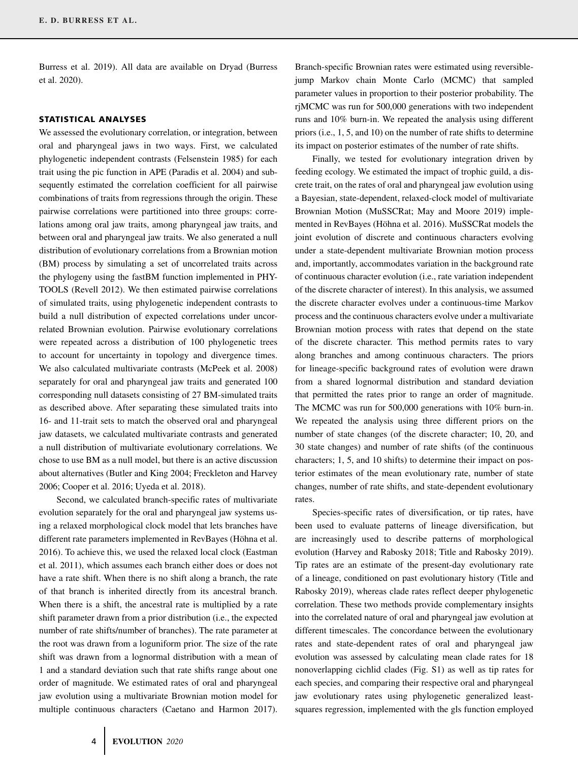Burress et al. 2019). All data are available on Dryad (Burress et al. 2020).

## STATISTICAL ANALYSES

We assessed the evolutionary correlation, or integration, between oral and pharyngeal jaws in two ways. First, we calculated phylogenetic independent contrasts (Felsenstein 1985) for each trait using the pic function in APE (Paradis et al. 2004) and subsequently estimated the correlation coefficient for all pairwise combinations of traits from regressions through the origin. These pairwise correlations were partitioned into three groups: correlations among oral jaw traits, among pharyngeal jaw traits, and between oral and pharyngeal jaw traits. We also generated a null distribution of evolutionary correlations from a Brownian motion (BM) process by simulating a set of uncorrelated traits across the phylogeny using the fastBM function implemented in PHYTOOLS (Revell 2012). We then estimated pairwise correlations of simulated traits, using phylogenetic independent contrasts to build a null distribution of expected correlations under uncorrelated Brownian evolution. Pairwise evolutionary correlations were repeated across a distribution of 100 phylogenetic trees to account for uncertainty in topology and divergence times. We also calculated multivariate contrasts (McPeek et al. 2008) separately for oral and pharyngeal jaw traits and generated 100 corresponding null datasets consisting of 27 BM-simulated traits as described above. After separating these simulated traits into 16- and 11-trait sets to match the observed oral and pharyngeal jaw datasets, we calculated multivariate contrasts and generated a null distribution of multivariate evolutionary correlations. We chose to use BM as a null model, but there is an active discussion about alternatives (Butler and King 2004; Freckleton and Harvey 2006; Cooper et al. 2016; Uyeda et al. 2018).

Second, we calculated branch-specific rates of multivariate evolution separately for the oral and pharyngeal jaw systems using a relaxed morphological clock model that lets branches have different rate parameters implemented in RevBayes (Höhna et al. 2016). To achieve this, we used the relaxed local clock (Eastman et al. 2011), which assumes each branch either does or does not have a rate shift. When there is no shift along a branch, the rate of that branch is inherited directly from its ancestral branch. When there is a shift, the ancestral rate is multiplied by a rate shift parameter drawn from a prior distribution (i.e., the expected number of rate shifts/number of branches). The rate parameter at the root was drawn from a loguniform prior. The size of the rate shift was drawn from a lognormal distribution with a mean of 1 and a standard deviation such that rate shifts range about one order of magnitude. We estimated rates of oral and pharyngeal jaw evolution using a multivariate Brownian motion model for multiple continuous characters (Caetano and Harmon 2017). Branch-specific Brownian rates were estimated using reversible-jump Markov chain Monte Carlo (MCMC) that sampled parameter values in proportion to their posterior probability. The rjMCMC was run for 500,000 generations with two independent runs and 10% burn-in. We repeated the analysis using different priors (i.e., 1, 5, and 10) on the number of rate shifts to determine its impact on posterior estimates of the number of rate shifts.

Finally, we tested for evolutionary integration driven by feeding ecology. We estimated the impact of trophic guild, a discrete trait, on the rates of oral and pharyngeal jaw evolution using a Bayesian, state-dependent, relaxed-clock model of multivariate Brownian Motion (MuSSCRat; May and Moore 2019) implemented in RevBayes (Höhna et al. 2016). MuSSCRat models the joint evolution of discrete and continuous characters evolving under a state-dependent multivariate Brownian motion process and, importantly, accommodates variation in the background rate of continuous character evolution (i.e., rate variation independent of the discrete character of interest). In this analysis, we assumed the discrete character evolves under a continuous-time Markov process and the continuous characters evolve under a multivariate Brownian motion process with rates that depend on the state of the discrete character. This method permits rates to vary along branches and among continuous characters. The priors for lineage-specific background rates of evolution were drawn from a shared lognormal distribution and standard deviation that permitted the rates prior to range an order of magnitude. The MCMC was run for 500,000 generations with 10% burn-in. We repeated the analysis using three different priors on the number of state changes (of the discrete character; 10, 20, and 30 state changes) and number of rate shifts (of the continuous characters; 1, 5, and 10 shifts) to determine their impact on posterior estimates of the mean evolutionary rate, number of state changes, number of rate shifts, and state-dependent evolutionary rates.

Species-specific rates of diversification, or tip rates, have been used to evaluate patterns of lineage diversification, but are increasingly used to describe patterns of morphological evolution (Harvey and Rabosky 2018; Title and Rabosky 2019). Tip rates are an estimate of the present-day evolutionary rate of a lineage, conditioned on past evolutionary history (Title and Rabosky 2019), whereas clade rates reflect deeper phylogenetic correlation. These two methods provide complementary insights into the correlated nature of oral and pharyngeal jaw evolution at different timescales. The concordance between the evolutionary rates and state-dependent rates of oral and pharyngeal jaw evolution was assessed by calculating mean clade rates for 18 nonoverlapping cichlid clades (Fig. S1) as well as tip rates for each species, and comparing their respective oral and pharyngeal jaw evolutionary rates using phylogenetic generalized least-squares regression, implemented with the gls function employed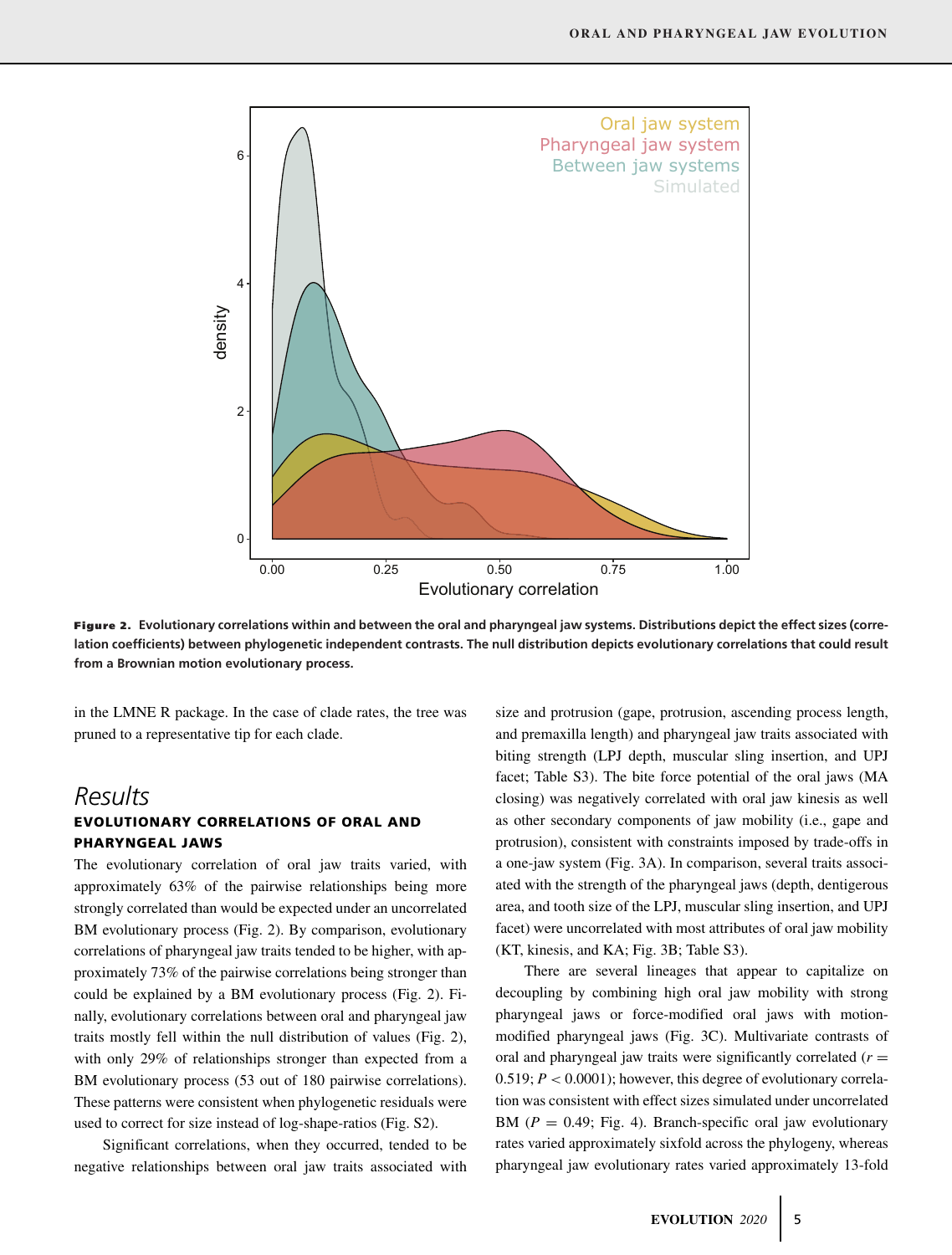**Figure 2.** Evolutionary correlations within and between the oral and pharyngeal jaw systems. Distributions depict the effect sizes (correlation coefficients) between phylogenetic independent contrasts. The null distribution depicts evolutionary correlations that could result from a Brownian motion evolutionary process.

in the LMNE R package. In the case of clade rates, the tree was pruned to a representative tip for each clade.

# Results

## EVOLUTIONARY CORRELATIONS OF ORAL AND PHARYNGEAL JAWS

The evolutionary correlation of oral jaw traits varied, with approximately 63% of the pairwise relationships being more strongly correlated than would be expected under an uncorrelated BM evolutionary process (Fig. 2). By comparison, evolutionary correlations of pharyngeal jaw traits tended to be higher, with approximately 73% of the pairwise correlations being stronger than could be explained by a BM evolutionary process (Fig. 2). Finally, evolutionary correlations between oral and pharyngeal jaw traits mostly fell within the null distribution of values (Fig. 2), with only 29% of relationships stronger than expected from a BM evolutionary process (53 out of 180 pairwise correlations). These patterns were consistent when phylogenetic residuals were used to correct for size instead of log-shape-ratios (Fig. S2).

Significant correlations, when they occurred, tended to be negative relationships between oral jaw traits associated with size and protrusion (gape, protrusion, ascending process length, and premaxilla length) and pharyngeal jaw traits associated with biting strength (LPJ depth, muscular sling insertion, and UPJ facet; Table S3). The bite force potential of the oral jaws (MA closing) was negatively correlated with oral jaw kinesis as well as other secondary components of jaw mobility (i.e., gape and protrusion), consistent with constraints imposed by trade-offs in a one-jaw system (Fig. 3A). In comparison, several traits associated with the strength of the pharyngeal jaws (depth, dentigerous area, and tooth size of the LPJ, muscular sling insertion, and UPJ facet) were uncorrelated with most attributes of oral jaw mobility (KT, kinesis, and KA; Fig. 3B; Table S3).

There are several lineages that appear to capitalize on decoupling by combining high oral jaw mobility with strong pharyngeal jaws or force-modified oral jaws with motion-modified pharyngeal jaws (Fig. 3C). Multivariate contrasts of oral and pharyngeal jaw traits were significantly correlated ($r = 0.519$; $P < 0.0001$); however, this degree of evolutionary correlation was consistent with effect sizes simulated under uncorrelated BM ($P = 0.49$; Fig. 4). Branch-specific oral jaw evolutionary rates varied approximately sixfold across the phylogeny, whereas pharyngeal jaw evolutionary rates varied approximately 13-fold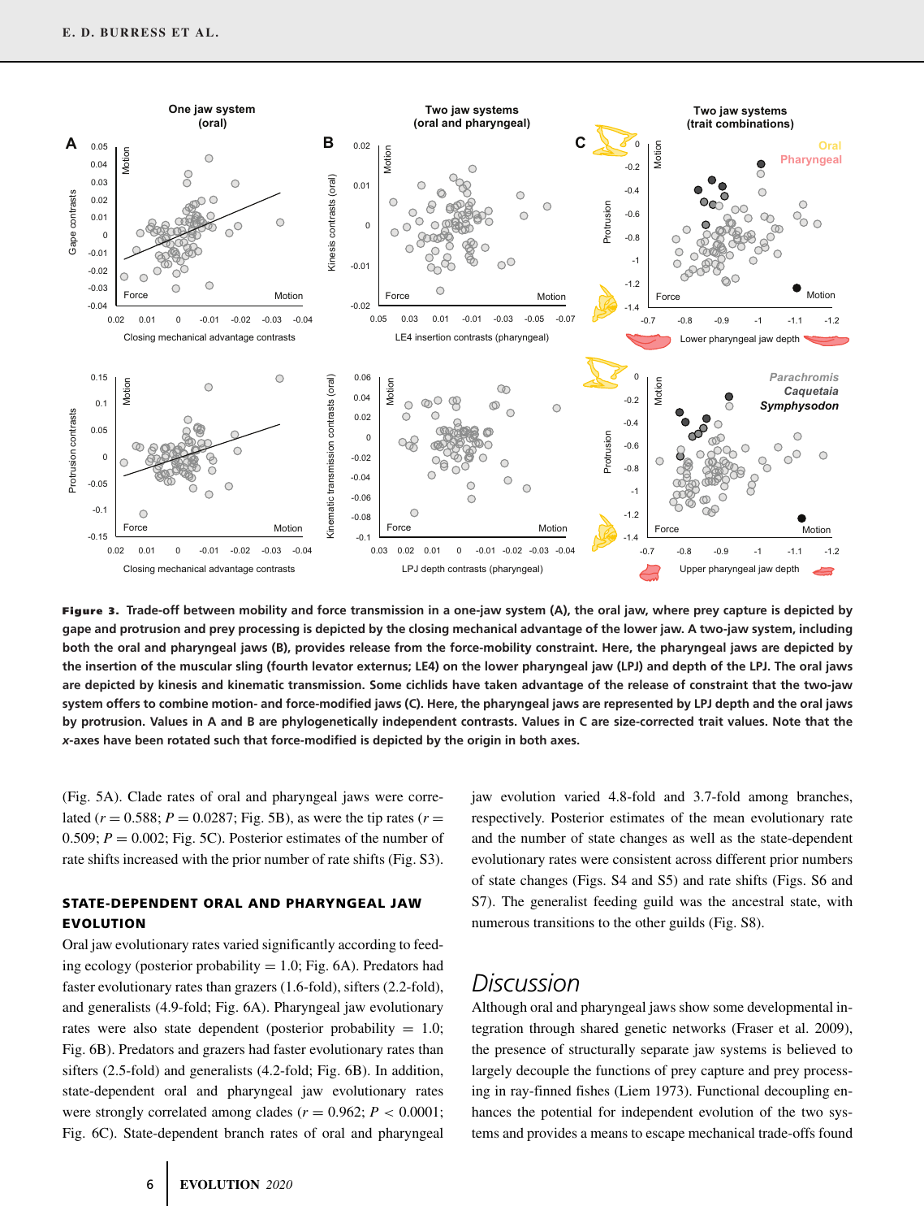**Figure 3.** Trade-off between mobility and force transmission in a one-jaw system (A), the oral jaw, where prey capture is depicted by gape and protrusion and prey processing is depicted by the closing mechanical advantage of the lower jaw. A two-jaw system, including both the oral and pharyngeal jaws (B), provides release from the force-mobility constraint. Here, the pharyngeal jaws are depicted by the insertion of the muscular sling (fourth levator externus; LE4) on the lower pharyngeal jaw (LPJ) and depth of the LPJ. The oral jaws are depicted by kinesis and kinematic transmission. Some cichlids have taken advantage of the release of constraint that the two-jaw system offers to combine motion- and force-modified jaws (C). Here, the pharyngeal jaws are represented by LPJ depth and the oral jaws by protrusion. Values in A and B are phylogenetically independent contrasts. Values in C are size-corrected trait values. Note that the *x*-axes have been rotated such that force-modified is depicted by the origin in both axes.

(Fig. 5A). Clade rates of oral and pharyngeal jaws were correlated ($r = 0.588$; $P = 0.0287$; Fig. 5B), as were the tip rates ($r = 0.509$; $P = 0.002$; Fig. 5C). Posterior estimates of the number of rate shifts increased with the prior number of rate shifts (Fig. S3).

### STATE-DEPENDENT ORAL AND PHARYNGEAL JAW EVOLUTION

Oral jaw evolutionary rates varied significantly according to feeding ecology (posterior probability = 1.0; Fig. 6A). Predators had faster evolutionary rates than grazers (1.6-fold), sifters (2.2-fold), and generalists (4.9-fold; Fig. 6A). Pharyngeal jaw evolutionary rates were also state dependent (posterior probability = 1.0; Fig. 6B). Predators and grazers had faster evolutionary rates than sifters (2.5-fold) and generalists (4.2-fold; Fig. 6B). In addition, state-dependent oral and pharyngeal jaw evolutionary rates were strongly correlated among clades ($r = 0.962$; $P < 0.0001$; Fig. 6C). State-dependent branch rates of oral and pharyngeal jaw evolution varied 4.8-fold and 3.7-fold among branches, respectively. Posterior estimates of the mean evolutionary rate and the number of state changes as well as the state-dependent evolutionary rates were consistent across different prior numbers of state changes (Figs. S4 and S5) and rate shifts (Figs. S6 and S7). The generalist feeding guild was the ancestral state, with numerous transitions to the other guilds (Fig. S8).

## Discussion

Although oral and pharyngeal jaws show some developmental integration through shared genetic networks (Fraser et al. 2009), the presence of structurally separate jaw systems is believed to largely decouple the functions of prey capture and prey processing in ray-finned fishes (Liem 1973). Functional decoupling enhances the potential for independent evolution of the two systems and provides a means to escape mechanical trade-offs found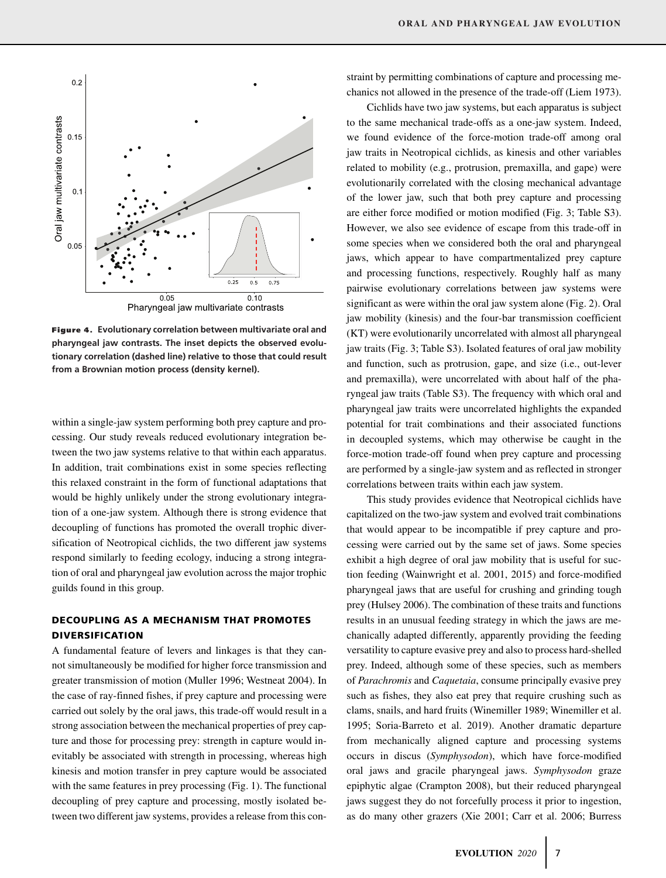**Figure 4.** Evolutionary correlation between multivariate oral and pharyngeal jaw contrasts. The inset depicts the observed evolutionary correlation (dashed line) relative to those that could result from a Brownian motion process (density kernel).

within a single-jaw system performing both prey capture and processing. Our study reveals reduced evolutionary integration between the two jaw systems relative to that within each apparatus. In addition, trait combinations exist in some species reflecting this relaxed constraint in the form of functional adaptations that would be highly unlikely under the strong evolutionary integration of a one-jaw system. Although there is strong evidence that decoupling of functions has promoted the overall trophic diversification of Neotropical cichlids, the two different jaw systems respond similarly to feeding ecology, inducing a strong integration of oral and pharyngeal jaw evolution across the major trophic guilds found in this group.

## DECOUPLING AS A MECHANISM THAT PROMOTES DIVERSIFICATION

A fundamental feature of levers and linkages is that they cannot simultaneously be modified for higher force transmission and greater transmission of motion (Muller 1996; Westneat 2004). In the case of ray-finned fishes, if prey capture and processing were carried out solely by the oral jaws, this trade-off would result in a strong association between the mechanical properties of prey capture and those for processing prey: strength in capture would inevitably be associated with strength in processing, whereas high kinesis and motion transfer in prey capture would be associated with the same features in prey processing (Fig. 1). The functional decoupling of prey capture and processing, mostly isolated between two different jaw systems, provides a release from this constraint by permitting combinations of capture and processing mechanics not allowed in the presence of the trade-off (Liem 1973).

Cichlids have two jaw systems, but each apparatus is subject to the same mechanical trade-offs as a one-jaw system. Indeed, we found evidence of the force-motion trade-off among oral jaw traits in Neotropical cichlids, as kinesis and other variables related to mobility (e.g., protrusion, premaxilla, and gape) were evolutionarily correlated with the closing mechanical advantage of the lower jaw, such that both prey capture and processing are either force modified or motion modified (Fig. 3; Table S3). However, we also see evidence of escape from this trade-off in some species when we considered both the oral and pharyngeal jaws, which appear to have compartmentalized prey capture and processing functions, respectively. Roughly half as many pairwise evolutionary correlations between jaw systems were significant as were within the oral jaw system alone (Fig. 2). Oral jaw mobility (kinesis) and the four-bar transmission coefficient (KT) were evolutionarily uncorrelated with almost all pharyngeal jaw traits (Fig. 3; Table S3). Isolated features of oral jaw mobility and function, such as protrusion, gape, and size (i.e., out-lever and premaxilla), were uncorrelated with about half of the pharyngeal jaw traits (Table S3). The frequency with which oral and pharyngeal jaw traits were uncorrelated highlights the expanded potential for trait combinations and their associated functions in decoupled systems, which may otherwise be caught in the force-motion trade-off found when prey capture and processing are performed by a single-jaw system and as reflected in stronger correlations between traits within each jaw system.

This study provides evidence that Neotropical cichlids have capitalized on the two-jaw system and evolved trait combinations that would appear to be incompatible if prey capture and processing were carried out by the same set of jaws. Some species exhibit a high degree of oral jaw mobility that is useful for suction feeding (Wainwright et al. 2001, 2015) and force-modified pharyngeal jaws that are useful for crushing and grinding tough prey (Hulsey 2006). The combination of these traits and functions results in an unusual feeding strategy in which the jaws are mechanically adapted differently, apparently providing the feeding versatility to capture evasive prey and also to process hard-shelled prey. Indeed, although some of these species, such as members of *Parachromis* and *Caquetaia*, consume principally evasive prey such as fishes, they also eat prey that require crushing such as clams, snails, and hard fruits (Winemiller 1989; Winemiller et al. 1995; Soria-Barreto et al. 2019). Another dramatic departure from mechanically aligned capture and processing systems occurs in discus (*Symphysodon*), which have force-modified oral jaws and gracile pharyngeal jaws. *Symphysodon* graze epiphytic algae (Crampton 2008), but their reduced pharyngeal jaws suggest they do not forcefully process it prior to ingestion, as do many other grazers (Xie 2001; Carr et al. 2006; Burress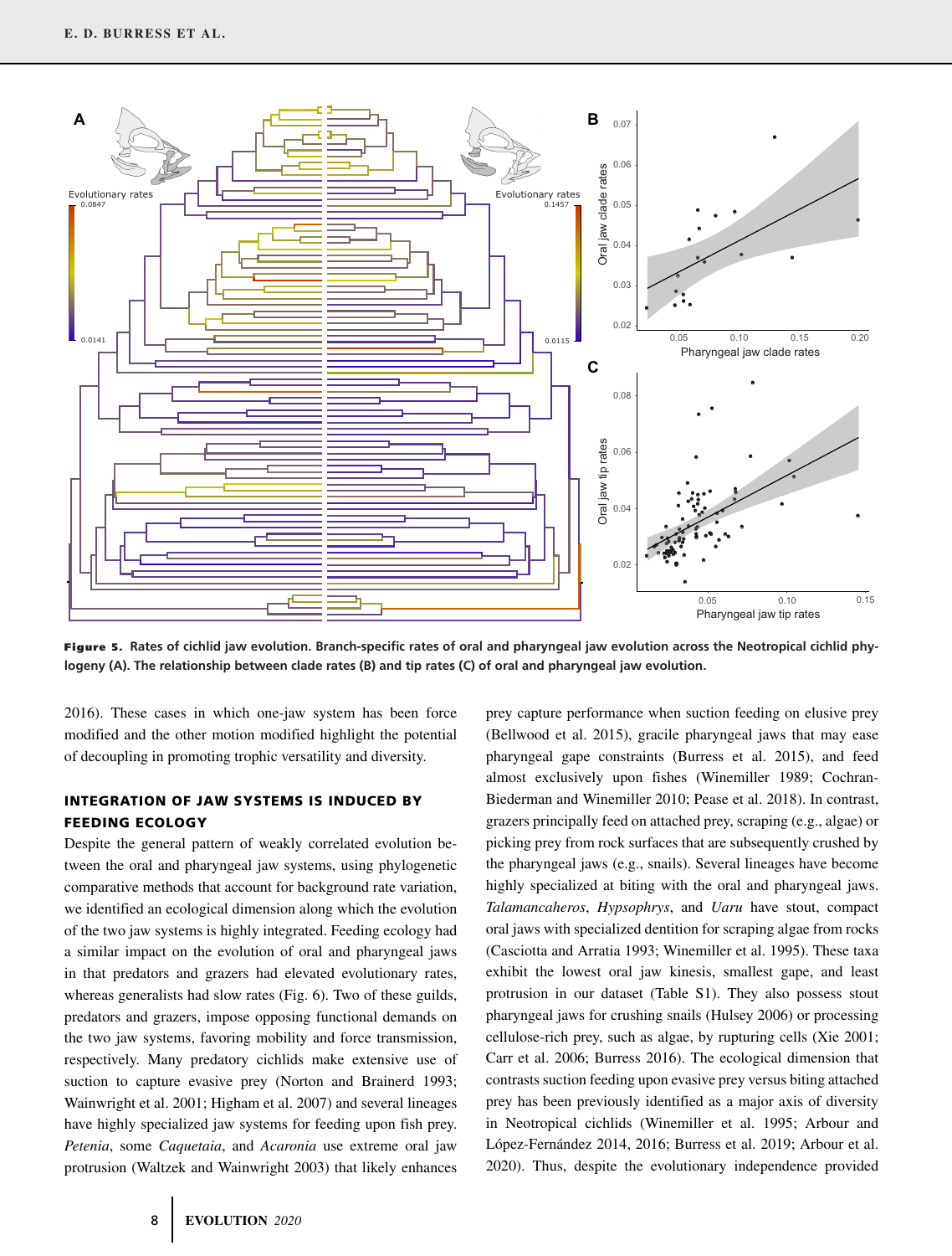**Figure 5.** Rates of cichlid jaw evolution. Branch-specific rates of oral and pharyngeal jaw evolution across the Neotropical cichlid phylogeny (A). The relationship between clade rates (B) and tip rates (C) of oral and pharyngeal jaw evolution.

2016). These cases in which one-jaw system has been force modified and the other motion modified highlight the potential of decoupling in promoting trophic versatility and diversity.

## INTEGRATION OF JAW SYSTEMS IS INDUCED BY FEEDING ECOLOGY

Despite the general pattern of weakly correlated evolution between the oral and pharyngeal jaw systems, using phylogenetic comparative methods that account for background rate variation, we identified an ecological dimension along which the evolution of the two jaw systems is highly integrated. Feeding ecology had a similar impact on the evolution of oral and pharyngeal jaws in that predators and grazers had elevated evolutionary rates, whereas generalists had slow rates (Fig. 6). Two of these guilds, predators and grazers, impose opposing functional demands on the two jaw systems, favoring mobility and force transmission, respectively. Many predatory cichlids make extensive use of suction to capture evasive prey (Norton and Brainerd 1993; Wainwright et al. 2001; Higham et al. 2007) and several lineages have highly specialized jaw systems for feeding upon fish prey. *Petenia*, some *Caquetaia*, and *Acaronia* use extreme oral jaw protrusion (Waltzek and Wainwright 2003) that likely enhances prey capture performance when suction feeding on elusive prey (Bellwood et al. 2015), gracile pharyngeal jaws that may ease pharyngeal gape constraints (Burress et al. 2015), and feed almost exclusively upon fishes (Winemiller 1989; Cochran-Biederman and Winemiller 2010; Pease et al. 2018). In contrast, grazers principally feed on attached prey, scraping (e.g., algae) or picking prey from rock surfaces that are subsequently crushed by the pharyngeal jaws (e.g., snails). Several lineages have become highly specialized at biting with the oral and pharyngeal jaws. *Talamancaheros*, *Hypsophrys*, and *Uaru* have stout, compact oral jaws with specialized dentition for scraping algae from rocks (Casciotta and Arratia 1993; Winemiller et al. 1995). These taxa exhibit the lowest oral jaw kinesis, smallest gape, and least protrusion in our dataset (Table S1). They also possess stout pharyngeal jaws for crushing snails (Hulsey 2006) or processing cellulose-rich prey, such as algae, by rupturing cells (Xie 2001; Carr et al. 2006; Burress 2016). The ecological dimension that contrasts suction feeding upon evasive prey versus biting attached prey has been previously identified as a major axis of diversity in Neotropical cichlids (Winemiller et al. 1995; Arbour and López-Fernández 2014, 2016; Burress et al. 2019; Arbour et al. 2020). Thus, despite the evolutionary independence provided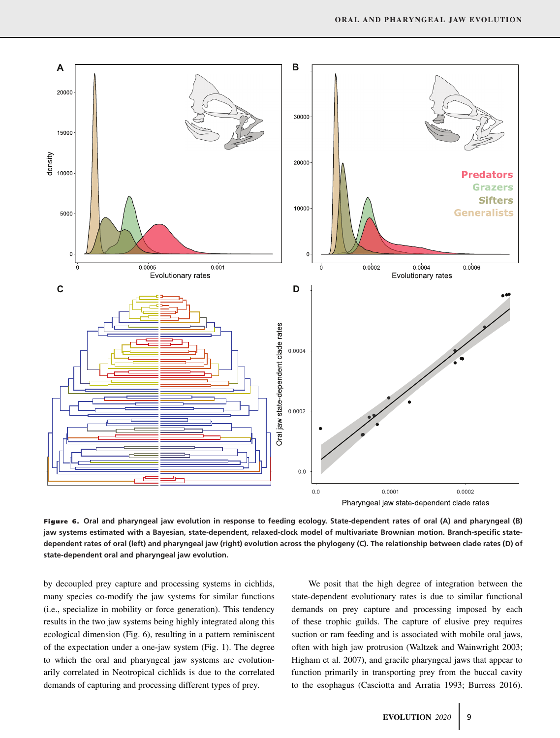**Figure 6.** **Oral and pharyngeal jaw evolution in response to feeding ecology. State-dependent rates of oral (A) and pharyngeal (B) jaw systems estimated with a Bayesian, state-dependent, relaxed-clock model of multivariate Brownian motion. Branch-specific state-dependent rates of oral (left) and pharyngeal jaw (right) evolution across the phylogeny (C). The relationship between clade rates (D) of state-dependent oral and pharyngeal jaw evolution.**

by decoupled prey capture and processing systems in cichlids, many species co-modify the jaw systems for similar functions (i.e., specialize in mobility or force generation). This tendency results in the two jaw systems being highly integrated along this ecological dimension (Fig. 6), resulting in a pattern reminiscent of the expectation under a one-jaw system (Fig. 1). The degree to which the oral and pharyngeal jaw systems are evolutionarily correlated in Neotropical cichlids is due to the correlated demands of capturing and processing different types of prey.

We posit that the high degree of integration between the state-dependent evolutionary rates is due to similar functional demands on prey capture and processing imposed by each of these trophic guilds. The capture of elusive prey requires suction or ram feeding and is associated with mobile oral jaws, often with high jaw protrusion (Waltzek and Wainwright 2003; Higham et al. 2007), and gracile pharyngeal jaws that appear to function primarily in transporting prey from the buccal cavity to the esophagus (Casciotta and Arratia 1993; Burress 2016).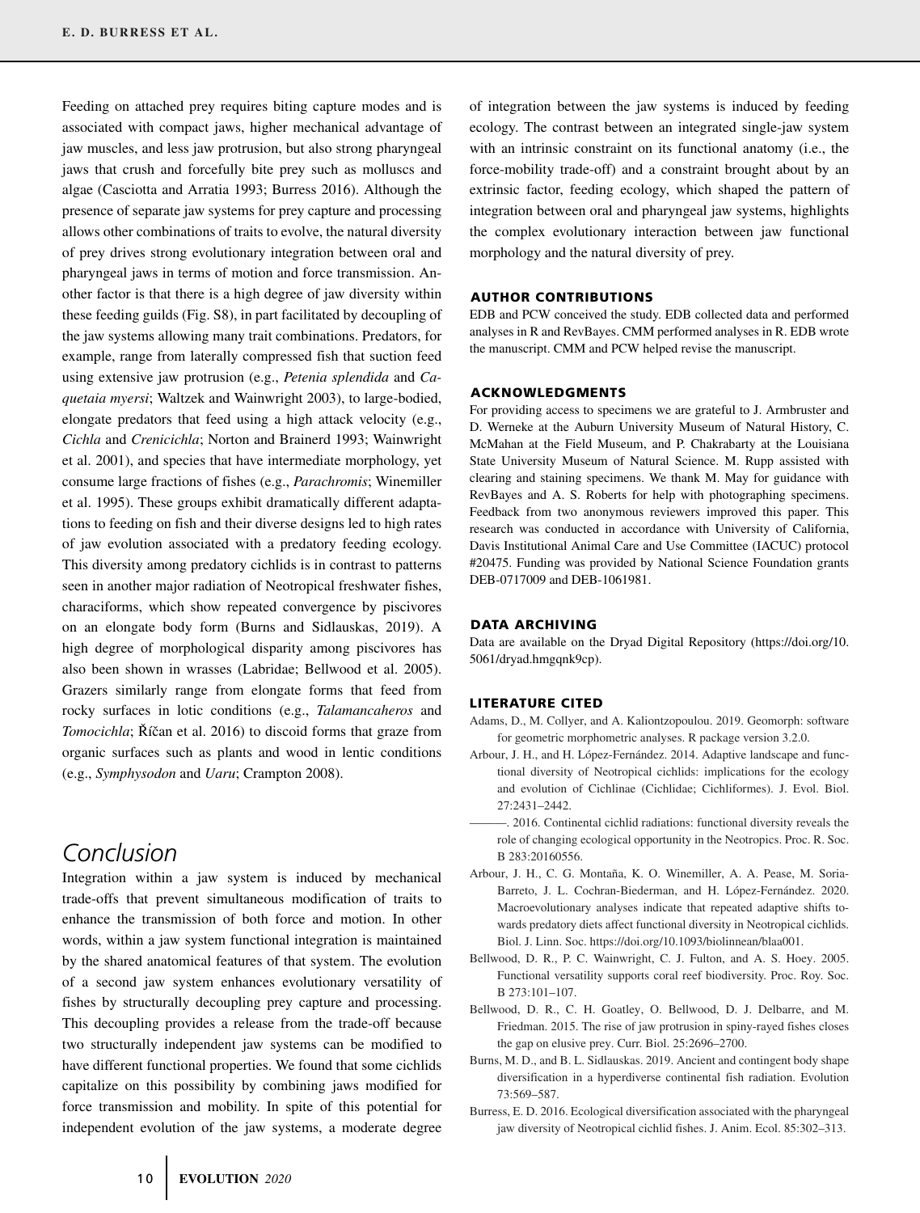Feeding on attached prey requires biting capture modes and is associated with compact jaws, higher mechanical advantage of jaw muscles, and less jaw protrusion, but also strong pharyngeal jaws that crush and forcefully bite prey such as molluscs and algae (Casciotta and Arratia 1993; Burress 2016). Although the presence of separate jaw systems for prey capture and processing allows other combinations of traits to evolve, the natural diversity of prey drives strong evolutionary integration between oral and pharyngeal jaws in terms of motion and force transmission. Another factor is that there is a high degree of jaw diversity within these feeding guilds (Fig. S8), in part facilitated by decoupling of the jaw systems allowing many trait combinations. Predators, for example, range from laterally compressed fish that suction feed using extensive jaw protrusion (e.g., *Petenia splendida* and *Caquetaia myersi*; Waltzek and Wainwright 2003), to large-bodied, elongate predators that feed using a high attack velocity (e.g., *Cichla* and *Crenicichla*; Norton and Brainerd 1993; Wainwright et al. 2001), and species that have intermediate morphology, yet consume large fractions of fishes (e.g., *Parachromis*; Winemiller et al. 1995). These groups exhibit dramatically different adaptations to feeding on fish and their diverse designs led to high rates of jaw evolution associated with a predatory feeding ecology. This diversity among predatory cichlids is in contrast to patterns seen in another major radiation of Neotropical freshwater fishes, characiforms, which show repeated convergence by piscivores on an elongate body form (Burns and Sidlauskas, 2019). A high degree of morphological disparity among piscivores has also been shown in wrasses (Labridae; Bellwood et al. 2005). Grazers similarly range from elongate forms that feed from rocky surfaces in lotic conditions (e.g., *Talamancaheros* and *Tomocichla*; Říčan et al. 2016) to discoid forms that graze from organic surfaces such as plants and wood in lentic conditions (e.g., *Symphysodon* and *Uaru*; Crampton 2008).

## Conclusion

Integration within a jaw system is induced by mechanical trade-offs that prevent simultaneous modification of traits to enhance the transmission of both force and motion. In other words, within a jaw system functional integration is maintained by the shared anatomical features of that system. The evolution of a second jaw system enhances evolutionary versatility of fishes by structurally decoupling prey capture and processing. This decoupling provides a release from the trade-off because two structurally independent jaw systems can be modified to have different functional properties. We found that some cichlids capitalize on this possibility by combining jaws modified for force transmission and mobility. In spite of this potential for independent evolution of the jaw systems, a moderate degree of integration between the jaw systems is induced by feeding ecology. The contrast between an integrated single-jaw system with an intrinsic constraint on its functional anatomy (i.e., the force-mobility trade-off) and a constraint brought about by an extrinsic factor, feeding ecology, which shaped the pattern of integration between oral and pharyngeal jaw systems, highlights the complex evolutionary interaction between jaw functional morphology and the natural diversity of prey.

### AUTHOR CONTRIBUTIONS

EDB and PCW conceived the study. EDB collected data and performed analyses in R and RevBayes. CMM performed analyses in R. EDB wrote the manuscript. CMM and PCW helped revise the manuscript.

### ACKNOWLEDGMENTS

For providing access to specimens we are grateful to J. Armbruster and D. Werneke at the Auburn University Museum of Natural History, C. McMahan at the Field Museum, and P. Chakrabarty at the Louisiana State University Museum of Natural Science. M. Rupp assisted with clearing and staining specimens. We thank M. May for guidance with RevBayes and A. S. Roberts for help with photographing specimens. Feedback from two anonymous reviewers improved this paper. This research was conducted in accordance with University of California, Davis Institutional Animal Care and Use Committee (IACUC) protocol #20475. Funding was provided by National Science Foundation grants DEB-0717009 and DEB-1061981.

### DATA ARCHIVING

Data are available on the Dryad Digital Repository (https://doi.org/10.5061/dryad.hmgqnk9cp).

### LITERATURE CITED

Adams, D., M. Collyer, and A. Kaliontzopoulou. 2019. Geomorph: software for geometric morphometric analyses. R package version 3.2.0.

Arbour, J. H., and H. López-Fernández. 2014. Adaptive landscape and functional diversity of Neotropical cichlids: implications for the ecology and evolution of Cichlinae (Cichlidae; Cichliformes). J. Evol. Biol. 27:2431–2442.

———. 2016. Continental cichlid radiations: functional diversity reveals the role of changing ecological opportunity in the Neotropics. Proc. R. Soc. B 283:20160556.

Arbour, J. H., C. G. Montaña, K. O. Winemiller, A. A. Pease, M. Soria-Barreto, J. L. Cochran-Biederman, and H. López-Fernández. 2020. Macroevolutionary analyses indicate that repeated adaptive shifts towards predatory diets affect functional diversity in Neotropical cichlids. Biol. J. Linn. Soc. https://doi.org/10.1093/biolinnean/blaa001.

Bellwood, D. R., P. C. Wainwright, C. J. Fulton, and A. S. Hoey. 2005. Functional versatility supports coral reef biodiversity. Proc. Roy. Soc. B 273:101–107.

Bellwood, D. R., C. H. Goatley, O. Bellwood, D. J. Delbarre, and M. Friedman. 2015. The rise of jaw protrusion in spiny-rayed fishes closes the gap on elusive prey. Curr. Biol. 25:2696–2700.

Burns, M. D., and B. L. Sidlauskas. 2019. Ancient and contingent body shape diversification in a hyperdiverse continental fish radiation. Evolution 73:569–587.

Burress, E. D. 2016. Ecological diversification associated with the pharyngeal jaw diversity of Neotropical cichlid fishes. J. Anim. Ecol. 85:302–313.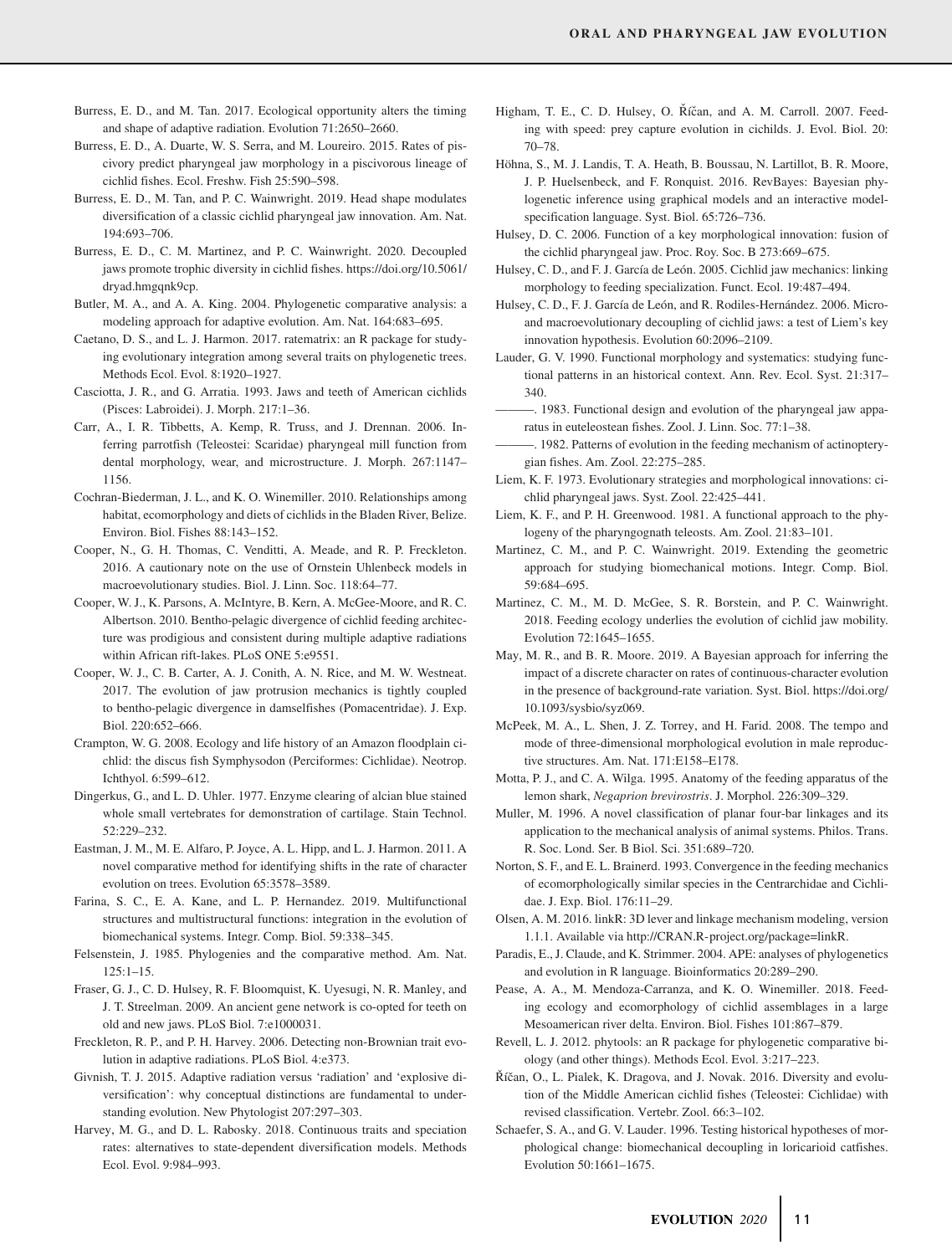Burress, E. D., and M. Tan. 2017. Ecological opportunity alters the timing and shape of adaptive radiation. Evolution 71:2650–2660.

Burress, E. D., A. Duarte, W. S. Serra, and M. Loureiro. 2015. Rates of piscivory predict pharyngeal jaw morphology in a piscivorous lineage of cichlid fishes. Ecol. Freshw. Fish 25:590–598.

Burress, E. D., M. Tan, and P. C. Wainwright. 2019. Head shape modulates diversification of a classic cichlid pharyngeal jaw innovation. Am. Nat. 194:693–706.

Burress, E. D., C. M. Martinez, and P. C. Wainwright. 2020. Decoupled jaws promote trophic diversity in cichlid fishes. https://doi.org/10.5061/dryad.hmgqnk9cp.

Butler, M. A., and A. A. King. 2004. Phylogenetic comparative analysis: a modeling approach for adaptive evolution. Am. Nat. 164:683–695.

Caetano, D. S., and L. J. Harmon. 2017. ratematrix: an R package for studying evolutionary integration among several traits on phylogenetic trees. Methods Ecol. Evol. 8:1920–1927.

Casciotta, J. R., and G. Arratia. 1993. Jaws and teeth of American cichlids (Pisces: Labroidei). J. Morph. 217:1–36.

Carr, A., I. R. Tibbetts, A. Kemp, R. Truss, and J. Drennan. 2006. Inferring parrotfish (Teleostei: Scaridae) pharyngeal mill function from dental morphology, wear, and microstructure. J. Morph. 267:1147–1156.

Cochran-Biederman, J. L., and K. O. Winemiller. 2010. Relationships among habitat, ecomorphology and diets of cichlids in the Bladen River, Belize. Environ. Biol. Fishes 88:143–152.

Cooper, N., G. H. Thomas, C. Venditti, A. Meade, and R. P. Freckleton. 2016. A cautionary note on the use of Ornstein Uhlenbeck models in macroevolutionary studies. Biol. J. Linn. Soc. 118:64–77.

Cooper, W. J., K. Parsons, A. McIntyre, B. Kern, A. McGee-Moore, and R. C. Albertson. 2010. Bentho-pelagic divergence of cichlid feeding architecture was prodigious and consistent during multiple adaptive radiations within African rift-lakes. PLoS ONE 5:e9551.

Cooper, W. J., C. B. Carter, A. J. Conith, A. N. Rice, and M. W. Westneat. 2017. The evolution of jaw protrusion mechanics is tightly coupled to bentho-pelagic divergence in damselfishes (Pomacentridae). J. Exp. Biol. 220:652–666.

Crampton, W. G. 2008. Ecology and life history of an Amazon floodplain cichlid: the discus fish Symphysodon (Perciformes: Cichlidae). Neotrop. Ichthyol. 6:599–612.

Dingerkus, G., and L. D. Uhler. 1977. Enzyme clearing of alcian blue stained whole small vertebrates for demonstration of cartilage. Stain Technol. 52:229–232.

Eastman, J. M., M. E. Alfaro, P. Joyce, A. L. Hipp, and L. J. Harmon. 2011. A novel comparative method for identifying shifts in the rate of character evolution on trees. Evolution 65:3578–3589.

Farina, S. C., E. A. Kane, and L. P. Hernandez. 2019. Multifunctional structures and multistructural functions: integration in the evolution of biomechanical systems. Integr. Comp. Biol. 59:338–345.

Felsenstein, J. 1985. Phylogenies and the comparative method. Am. Nat. 125:1–15.

Fraser, G. J., C. D. Hulsey, R. F. Bloomquist, K. Uyesugi, N. R. Manley, and J. T. Streelman. 2009. An ancient gene network is co-opted for teeth on old and new jaws. PLoS Biol. 7:e1000031.

Freckleton, R. P., and P. H. Harvey. 2006. Detecting non-Brownian trait evolution in adaptive radiations. PLoS Biol. 4:e373.

Givnish, T. J. 2015. Adaptive radiation versus 'radiation' and 'explosive diversification': why conceptual distinctions are fundamental to understanding evolution. New Phytologist 207:297–303.

Harvey, M. G., and D. L. Rabosky. 2018. Continuous traits and speciation rates: alternatives to state-dependent diversification models. Methods Ecol. Evol. 9:984–993.

Higham, T. E., C. D. Hulsey, O. Říčan, and A. M. Carroll. 2007. Feeding with speed: prey capture evolution in cichlids. J. Evol. Biol. 20: 70–78.

Höhna, S., M. J. Landis, T. A. Heath, B. Boussau, N. Lartillot, B. R. Moore, J. P. Huelsenbeck, and F. Ronquist. 2016. RevBayes: Bayesian phylogenetic inference using graphical models and an interactive model-specification language. Syst. Biol. 65:726–736.

Hulsey, D. C. 2006. Function of a key morphological innovation: fusion of the cichlid pharyngeal jaw. Proc. Roy. Soc. B 273:669–675.

Hulsey, C. D., and F. J. García de León. 2005. Cichlid jaw mechanics: linking morphology to feeding specialization. Funct. Ecol. 19:487–494.

Hulsey, C. D., F. J. García de León, and R. Rodiles-Hernández. 2006. Micro- and macroevolutionary decoupling of cichlid jaws: a test of Liem's key innovation hypothesis. Evolution 60:2096–2109.

Lauder, G. V. 1990. Functional morphology and systematics: studying functional patterns in an historical context. Ann. Rev. Ecol. Syst. 21:317–340.

———. 1983. Functional design and evolution of the pharyngeal jaw apparatus in euteleostean fishes. Zool. J. Linn. Soc. 77:1–38.

———. 1982. Patterns of evolution in the feeding mechanism of actinopterygian fishes. Am. Zool. 22:275–285.

Liem, K. F. 1973. Evolutionary strategies and morphological innovations: cichlid pharyngeal jaws. Syst. Zool. 22:425–441.

Liem, K. F., and P. H. Greenwood. 1981. A functional approach to the phylogeny of the pharyngognath teleosts. Am. Zool. 21:83–101.

Martinez, C. M., and P. C. Wainwright. 2019. Extending the geometric approach for studying biomechanical motions. Integr. Comp. Biol. 59:684–695.

Martinez, C. M., M. D. McGee, S. R. Borstein, and P. C. Wainwright. 2018. Feeding ecology underlies the evolution of cichlid jaw mobility. Evolution 72:1645–1655.

May, M. R., and B. R. Moore. 2019. A Bayesian approach for inferring the impact of a discrete character on rates of continuous-character evolution in the presence of background-rate variation. Syst. Biol. https://doi.org/10.1093/sysbio/syz069.

McPeek, M. A., L. Shen, J. Z. Torrey, and H. Farid. 2008. The tempo and mode of three-dimensional morphological evolution in male reproductive structures. Am. Nat. 171:E158–E178.

Motta, P. J., and C. A. Wilga. 1995. Anatomy of the feeding apparatus of the lemon shark, *Negaprion brevirostris*. J. Morphol. 226:309–329.

Muller, M. 1996. A novel classification of planar four-bar linkages and its application to the mechanical analysis of animal systems. Philos. Trans. R. Soc. Lond. Ser. B Biol. Sci. 351:689–720.

Norton, S. F., and E. L. Brainerd. 1993. Convergence in the feeding mechanics of ecomorphologically similar species in the Centrarchidae and Cichlidae. J. Exp. Biol. 176:11–29.

Olsen, A. M. 2016. linkR: 3D lever and linkage mechanism modeling, version 1.1.1. Available via http://CRAN.R-project.org/package=linkR.

Paradis, E., J. Claude, and K. Strimmer. 2004. APE: analyses of phylogenetics and evolution in R language. Bioinformatics 20:289–290.

Pease, A. A., M. Mendoza-Carranza, and K. O. Winemiller. 2018. Feeding ecology and ecomorphology of cichlid assemblages in a large Mesoamerican river delta. Environ. Biol. Fishes 101:867–879.

Revell, L. J. 2012. phytools: an R package for phylogenetic comparative biology (and other things). Methods Ecol. Evol. 3:217–223.

Říčan, O., L. Pialek, K. Dragova, and J. Novak. 2016. Diversity and evolution of the Middle American cichlid fishes (Teleostei: Cichlidae) with revised classification. Vertebr. Zool. 66:3–102.

Schaefer, S. A., and G. V. Lauder. 1996. Testing historical hypotheses of morphological change: biomechanical decoupling in loricarioid catfishes. Evolution 50:1661–1675.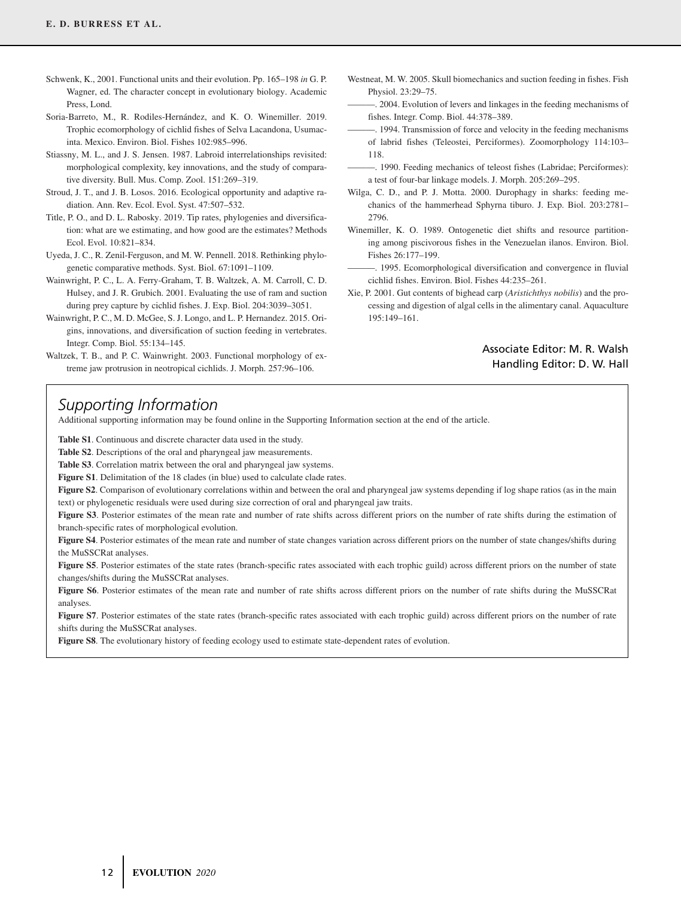Schwenk, K., 2001. Functional units and their evolution. Pp. 165–198 *in* G. P. Wagner, ed. The character concept in evolutionary biology. Academic Press, Lond.

Soria-Barreto, M., R. Rodiles-Hernández, and K. O. Winemiller. 2019. Trophic ecomorphology of cichlid fishes of Selva Lacandona, Usumacinta. Mexico. Environ. Biol. Fishes 102:985–996.

Stiassny, M. L., and J. S. Jensen. 1987. Labroid interrelationships revisited: morphological complexity, key innovations, and the study of comparative diversity. Bull. Mus. Comp. Zool. 151:269–319.

Stroud, J. T., and J. B. Losos. 2016. Ecological opportunity and adaptive radiation. Ann. Rev. Ecol. Evol. Syst. 47:507–532.

Title, P. O., and D. L. Rabosky. 2019. Tip rates, phylogenies and diversification: what are we estimating, and how good are the estimates? Methods Ecol. Evol. 10:821–834.

Uyeda, J. C., R. Zenil-Ferguson, and M. W. Pennell. 2018. Rethinking phylogenetic comparative methods. Syst. Biol. 67:1091–1109.

Wainwright, P. C., L. A. Ferry-Graham, T. B. Waltzek, A. M. Carroll, C. D. Hulsey, and J. R. Grubich. 2001. Evaluating the use of ram and suction during prey capture by cichlid fishes. J. Exp. Biol. 204:3039–3051.

Wainwright, P. C., M. D. McGee, S. J. Longo, and L. P. Hernandez. 2015. Origins, innovations, and diversification of suction feeding in vertebrates. Integr. Comp. Biol. 55:134–145.

Waltzek, T. B., and P. C. Wainwright. 2003. Functional morphology of extreme jaw protrusion in neotropical cichlids. J. Morph. 257:96–106.

Westneat, M. W. 2005. Skull biomechanics and suction feeding in fishes. Fish Physiol. 23:29–75.

———. 2004. Evolution of levers and linkages in the feeding mechanisms of fishes. Integr. Comp. Biol. 44:378–389.

———. 1994. Transmission of force and velocity in the feeding mechanisms of labrid fishes (Teleostei, Perciformes). Zoomorphology 114:103–118.

———. 1990. Feeding mechanics of teleost fishes (Labridae; Perciformes): a test of four-bar linkage models. J. Morph. 205:269–295.

Wilga, C. D., and P. J. Motta. 2000. Durophagy in sharks: feeding mechanics of the hammerhead Sphyrna tiburo. J. Exp. Biol. 203:2781–2796.

Winemiller, K. O. 1989. Ontogenetic diet shifts and resource partitioning among piscivorous fishes in the Venezuelan ilanos. Environ. Biol. Fishes 26:177–199.

———. 1995. Ecomorphological diversification and convergence in fluvial cichlid fishes. Environ. Biol. Fishes 44:235–261.

Xie, P. 2001. Gut contents of bighead carp (*Aristichthys nobilis*) and the processing and digestion of algal cells in the alimentary canal. Aquaculture 195:149–161.

Associate Editor: M. R. Walsh
Handling Editor: D. W. Hall

## *Supporting Information*

Additional supporting information may be found online in the Supporting Information section at the end of the article.

**Table S1**. Continuous and discrete character data used in the study.

**Table S2**. Descriptions of the oral and pharyngeal jaw measurements.

**Table S3**. Correlation matrix between the oral and pharyngeal jaw systems.

**Figure S1**. Delimitation of the 18 clades (in blue) used to calculate clade rates.

**Figure S2**. Comparison of evolutionary correlations within and between the oral and pharyngeal jaw systems depending if log shape ratios (as in the main text) or phylogenetic residuals were used during size correction of oral and pharyngeal jaw traits.

**Figure S3**. Posterior estimates of the mean rate and number of rate shifts across different priors on the number of rate shifts during the estimation of branch-specific rates of morphological evolution.

**Figure S4**. Posterior estimates of the mean rate and number of state changes variation across different priors on the number of state changes/shifts during the MuSSCRat analyses.

**Figure S5**. Posterior estimates of the state rates (branch-specific rates associated with each trophic guild) across different priors on the number of state changes/shifts during the MuSSCRat analyses.

**Figure S6**. Posterior estimates of the mean rate and number of rate shifts across different priors on the number of rate shifts during the MuSSCRat analyses.

**Figure S7**. Posterior estimates of the state rates (branch-specific rates associated with each trophic guild) across different priors on the number of rate shifts during the MuSSCRat analyses.

**Figure S8**. The evolutionary history of feeding ecology used to estimate state-dependent rates of evolution.